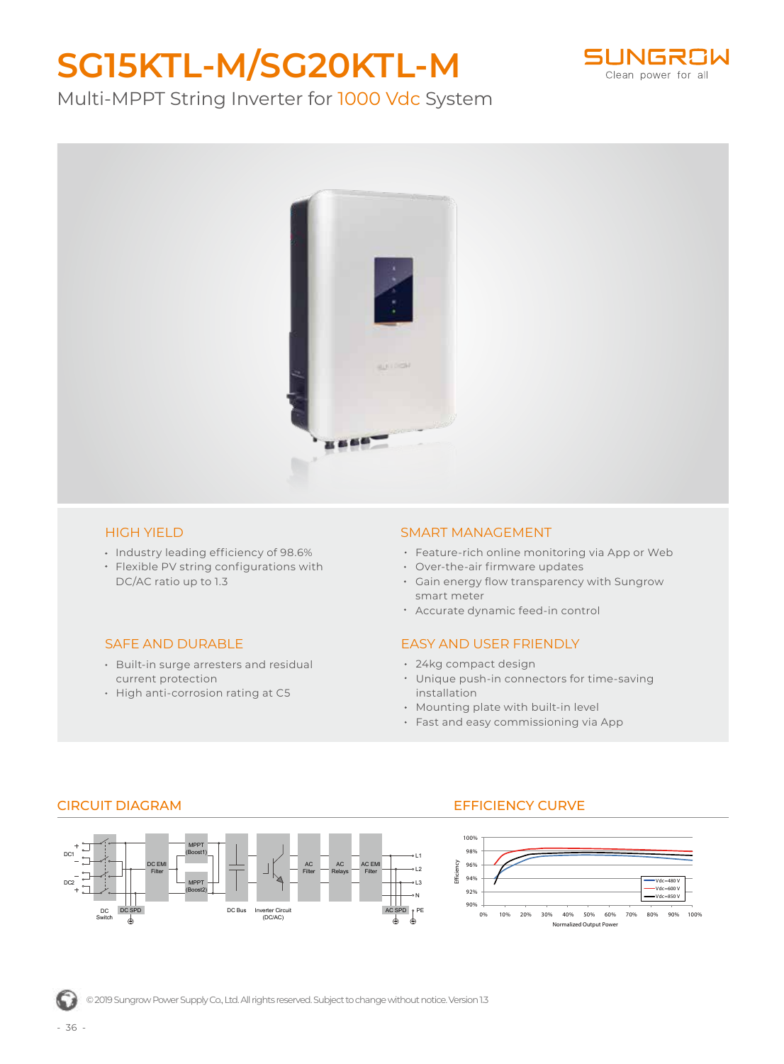# SG15KTL-M/SG20KTL-M

Multi-MPPT String Inverter for 1000 Vdc System

## HIGH YIELD

- Industry leading efficiency of 98.6%
- Flexible PV string configurations with DC/AC ratio up to 1.3

## SMART MANAGEMENT

- Feature-rich online monitoring via App or Web
- Over-the-air firmware updates
- Gain energy flow transparency with Sungrow smart meter
- Accurate dynamic feed-in control

## SAFE AND DURABLE

- Built-in surge arresters and residual current protection
- High anti-corrosion rating at C5

## EASY AND USER FRIENDLY

- 24kg compact design
- Unique push-in connectors for time-saving installation
- Mounting plate with built-in level
- Fast and easy commissioning via App

## CIRCUIT DIAGRAM

## EFFICIENCY CURVE

© 2019 Sungrow Power Supply Co., Ltd. All rights reserved. Subject to change without notice. Version 1.3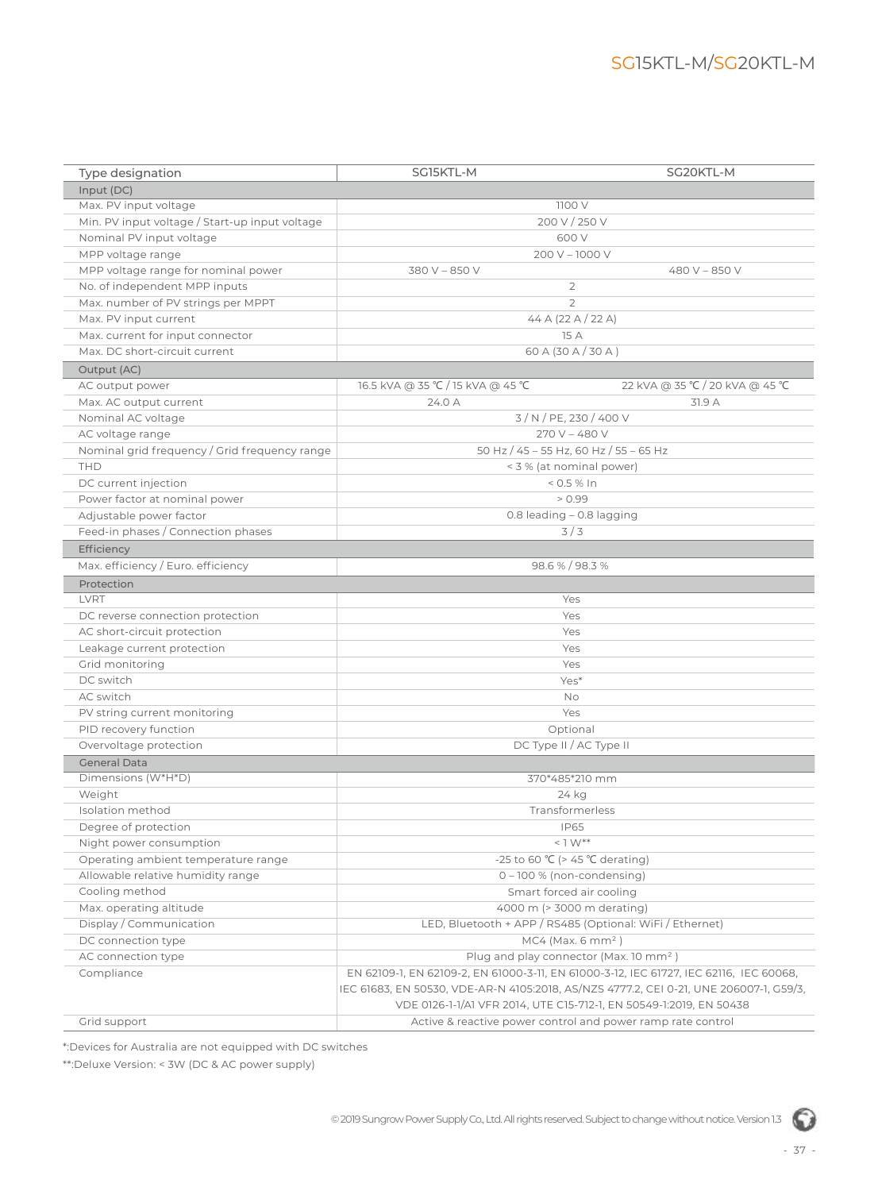# SG15KTL-M/SG20KTL-M

| Type designation | SG15KTL-M | SG20KTL-M |
|---|---|---|
| **Input (DC)** | | |
| Max. PV input voltage | 1100 V | |
| Min. PV input voltage / Start-up input voltage | 200 V / 250 V | |
| Nominal PV input voltage | 600 V | |
| MPP voltage range | 200 V – 1000 V | |
| MPP voltage range for nominal power | 380 V – 850 V | 480 V – 850 V |
| No. of independent MPP inputs | 2 | |
| Max. number of PV strings per MPPT | 2 | |
| Max. PV input current | 44 A (22 A / 22 A) | |
| Max. current for input connector | 15 A | |
| Max. DC short-circuit current | 60 A (30 A / 30 A ) | |
| **Output (AC)** | | |
| AC output power | 16.5 kVA @ 35 ℃ / 15 kVA @ 45 ℃ | 22 kVA @ 35 ℃ / 20 kVA @ 45 ℃ |
| Max. AC output current | 24.0 A | 31.9 A |
| Nominal AC voltage | 3 / N / PE, 230 / 400 V | |
| AC voltage range | 270 V – 480 V | |
| Nominal grid frequency / Grid frequency range | 50 Hz / 45 – 55 Hz, 60 Hz / 55 – 65 Hz | |
| THD | < 3 % (at nominal power) | |
| DC current injection | < 0.5 % In | |
| Power factor at nominal power | > 0.99 | |
| Adjustable power factor | 0.8 leading – 0.8 lagging | |
| Feed-in phases / Connection phases | 3 / 3 | |
| **Efficiency** | | |
| Max. efficiency / Euro. efficiency | 98.6 % / 98.3 % | |
| **Protection** | | |
| LVRT | Yes | |
| DC reverse connection protection | Yes | |
| AC short-circuit protection | Yes | |
| Leakage current protection | Yes | |
| Grid monitoring | Yes | |
| DC switch | Yes* | |
| AC switch | No | |
| PV string current monitoring | Yes | |
| PID recovery function | Optional | |
| Overvoltage protection | DC Type II / AC Type II | |
| **General Data** | | |
| Dimensions (W*H*D) | 370*485*210 mm | |
| Weight | 24 kg | |
| Isolation method | Transformerless | |
| Degree of protection | IP65 | |
| Night power consumption | < 1 W** | |
| Operating ambient temperature range | -25 to 60 ℃ (> 45 ℃ derating) | |
| Allowable relative humidity range | 0 – 100 % (non-condensing) | |
| Cooling method | Smart forced air cooling | |
| Max. operating altitude | 4000 m (> 3000 m derating) | |
| Display / Communication | LED, Bluetooth + APP / RS485 (Optional: WiFi / Ethernet) | |
| DC connection type | MC4 (Max. 6 mm² ) | |
| AC connection type | Plug and play connector (Max. 10 mm² ) | |
| Compliance | EN 62109-1, EN 62109-2, EN 61000-3-11, EN 61000-3-12, IEC 61727, IEC 62116, IEC 60068, IEC 61683, EN 50530, VDE-AR-N 4105:2018, AS/NZS 4777.2, CEI 0-21, UNE 206007-1, G59/3, VDE 0126-1-1/A1 VFR 2014, UTE C15-712-1, EN 50549-1:2019, EN 50438 | |
| Grid support | Active & reactive power control and power ramp rate control | |

*:Devices for Australia are not equipped with DC switches

**:Deluxe Version: < 3W (DC & AC power supply)

© 2019 Sungrow Power Supply Co., Ltd. All rights reserved. Subject to change without notice. Version 1.3